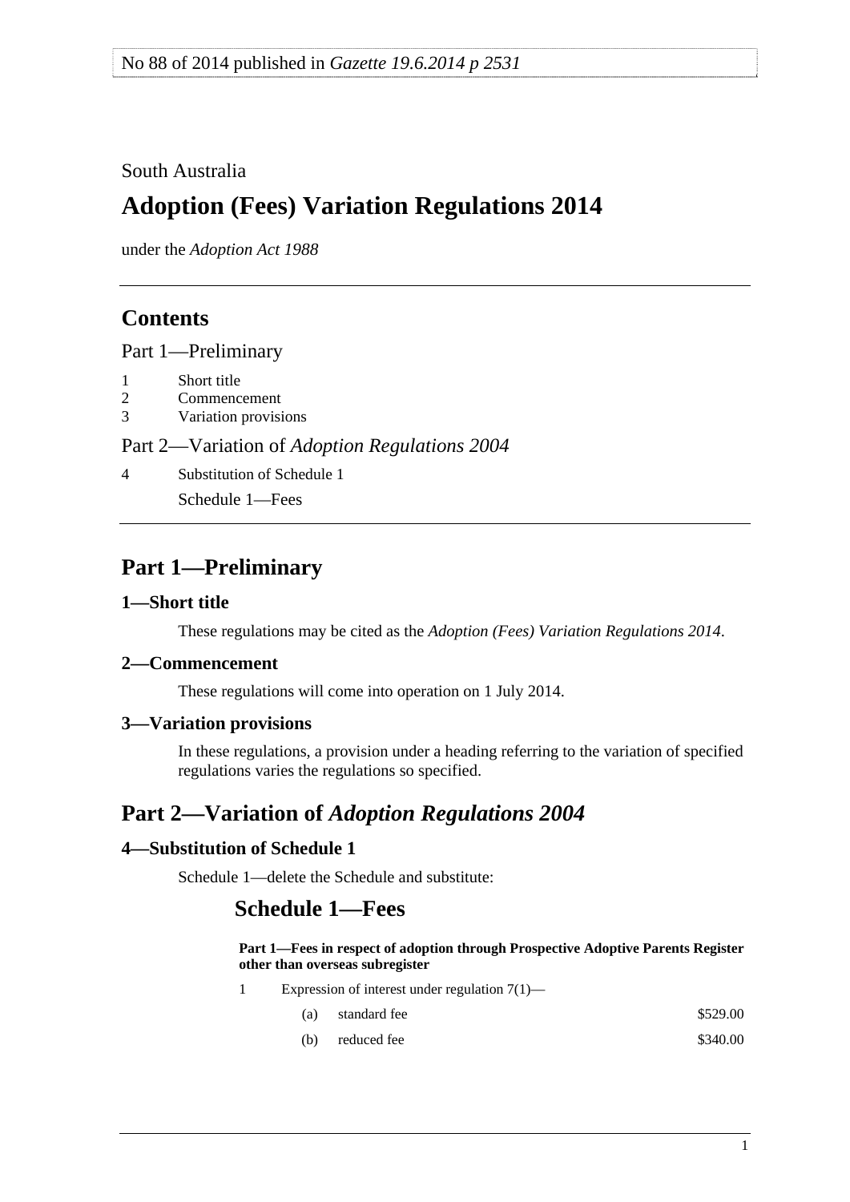No 88 of 2014 published in *Gazette 19.6.2014 p 2531*

South Australia

# Adoption (Fees) Variation Regulations 2014

under the *Adoption Act 1988*

## Contents

Part 1—Preliminary

1 Short title
2 Commencement
3 Variation provisions

Part 2—Variation of *Adoption Regulations 2004*

4 Substitution of Schedule 1

Schedule 1—Fees

## Part 1—Preliminary

### 1—Short title

These regulations may be cited as the *Adoption (Fees) Variation Regulations 2014*.

### 2—Commencement

These regulations will come into operation on 1 July 2014.

### 3—Variation provisions

In these regulations, a provision under a heading referring to the variation of specified regulations varies the regulations so specified.

## Part 2—Variation of *Adoption Regulations 2004*

### 4—Substitution of Schedule 1

Schedule 1—delete the Schedule and substitute:

## Schedule 1—Fees

**Part 1—Fees in respect of adoption through Prospective Adoptive Parents Register other than overseas subregister**

1 Expression of interest under regulation 7(1)—

| | | |
|---|---|---|
| (a) | standard fee | $529.00 |
| (b) | reduced fee | $340.00 |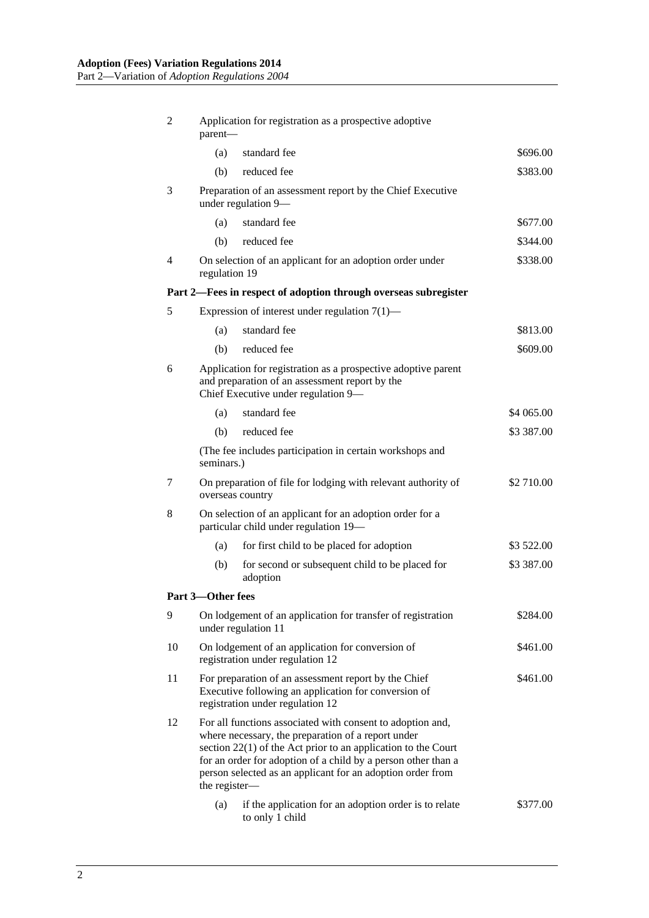| | | |
|---|---|---|
| 2 | Application for registration as a prospective adoptive parent— | |
| | (a) standard fee | $696.00 |
| | (b) reduced fee | $383.00 |
| 3 | Preparation of an assessment report by the Chief Executive under regulation 9— | |
| | (a) standard fee | $677.00 |
| | (b) reduced fee | $344.00 |
| 4 | On selection of an applicant for an adoption order under regulation 19 | $338.00 |
| **Part 2—Fees in respect of adoption through overseas subregister** | | |
| 5 | Expression of interest under regulation 7(1)— | |
| | (a) standard fee | $813.00 |
| | (b) reduced fee | $609.00 |
| 6 | Application for registration as a prospective adoptive parent and preparation of an assessment report by the Chief Executive under regulation 9— | |
| | (a) standard fee | $4 065.00 |
| | (b) reduced fee | $3 387.00 |
| | (The fee includes participation in certain workshops and seminars.) | |
| 7 | On preparation of file for lodging with relevant authority of overseas country | $2 710.00 |
| 8 | On selection of an applicant for an adoption order for a particular child under regulation 19— | |
| | (a) for first child to be placed for adoption | $3 522.00 |
| | (b) for second or subsequent child to be placed for adoption | $3 387.00 |
| **Part 3—Other fees** | | |
| 9 | On lodgement of an application for transfer of registration under regulation 11 | $284.00 |
| 10 | On lodgement of an application for conversion of registration under regulation 12 | $461.00 |
| 11 | For preparation of an assessment report by the Chief Executive following an application for conversion of registration under regulation 12 | $461.00 |
| 12 | For all functions associated with consent to adoption and, where necessary, the preparation of a report under section 22(1) of the Act prior to an application to the Court for an order for adoption of a child by a person other than a person selected as an applicant for an adoption order from the register— | |
| | (a) if the application for an adoption order is to relate to only 1 child | $377.00 |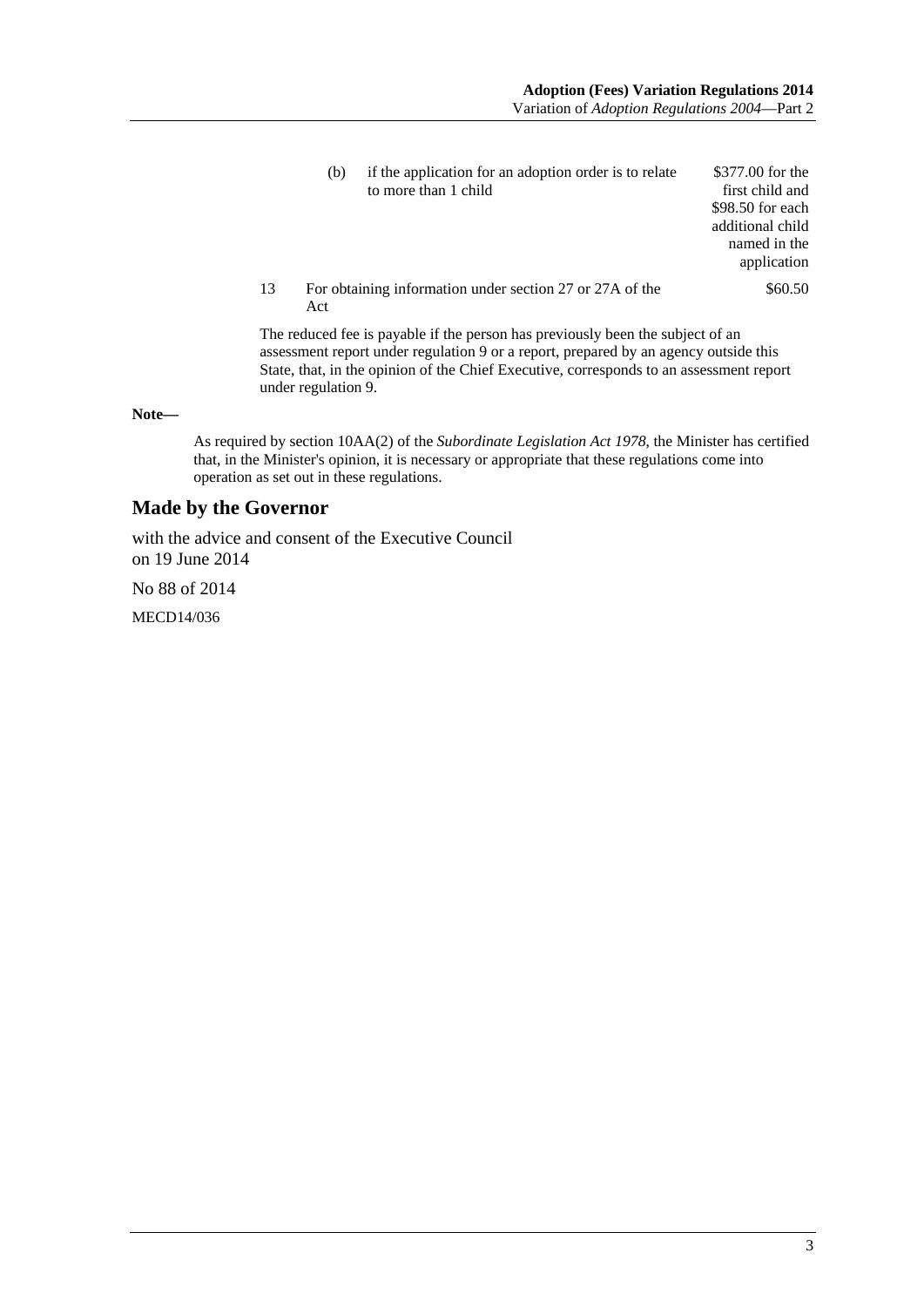| | | | |
|---|---|---|---|
| | (b) | if the application for an adoption order is to relate to more than 1 child | \$377.00 for the first child and \$98.50 for each additional child named in the application |
| 13 | For obtaining information under section 27 or 27A of the Act | | \$60.50 |

The reduced fee is payable if the person has previously been the subject of an assessment report under regulation 9 or a report, prepared by an agency outside this State, that, in the opinion of the Chief Executive, corresponds to an assessment report under regulation 9.

**Note—**

As required by section 10AA(2) of the *Subordinate Legislation Act 1978*, the Minister has certified that, in the Minister's opinion, it is necessary or appropriate that these regulations come into operation as set out in these regulations.

## Made by the Governor

with the advice and consent of the Executive Council on 19 June 2014

No 88 of 2014

MECD14/036